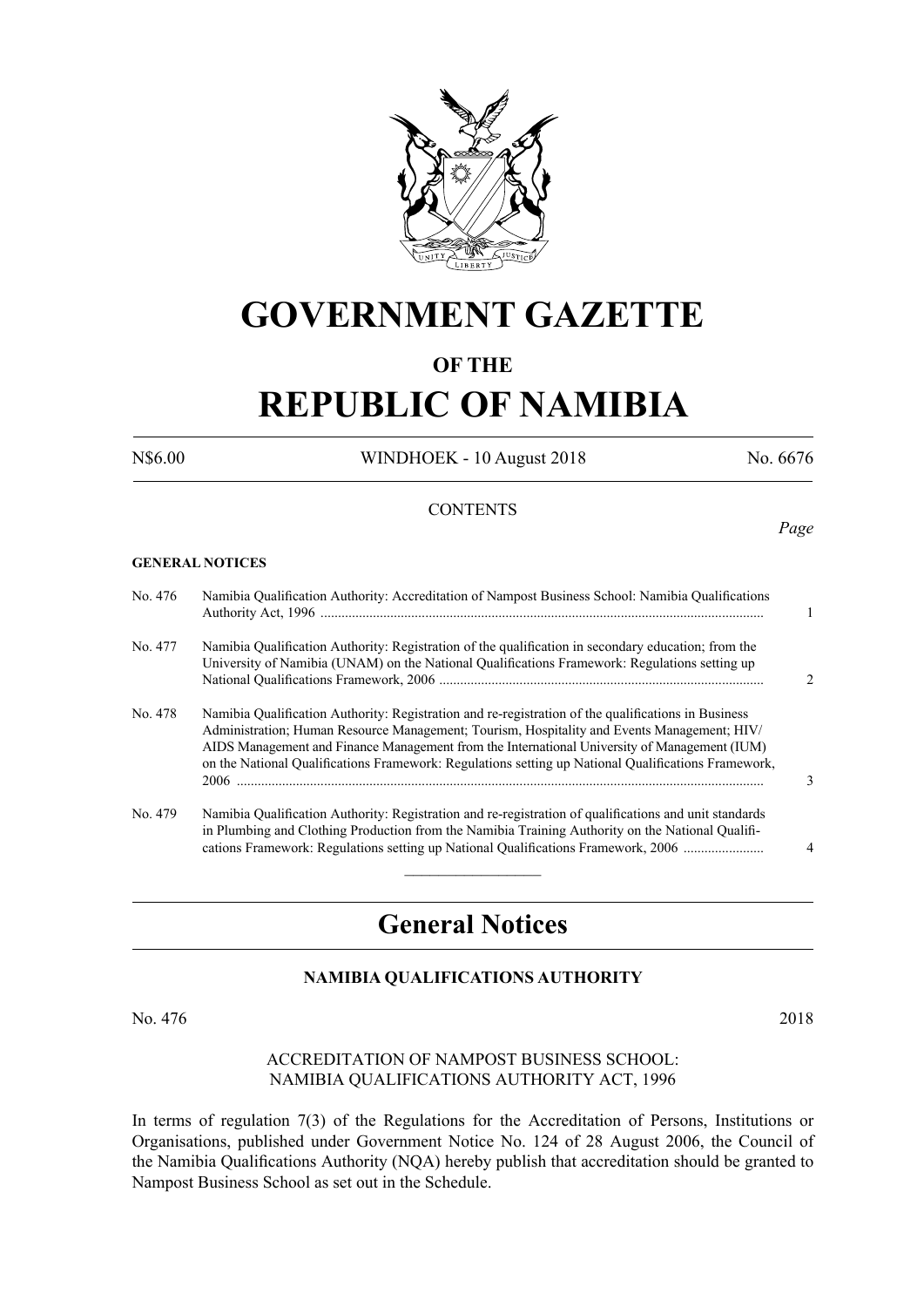# GOVERNMENT GAZETTE

## OF THE

# REPUBLIC OF NAMIBIA

N$6.00 WINDHOEK - 10 August 2018 No. 6676

CONTENTS

*Page*

**GENERAL NOTICES**

| | | |
|---|---|---|
| No. 476 | Namibia Qualification Authority: Accreditation of Nampost Business School: Namibia Qualifications Authority Act, 1996 | 1 |
| No. 477 | Namibia Qualification Authority: Registration of the qualification in secondary education; from the University of Namibia (UNAM) on the National Qualifications Framework: Regulations setting up National Qualifications Framework, 2006 | 2 |
| No. 478 | Namibia Qualification Authority: Registration and re-registration of the qualifications in Business Administration; Human Resource Management; Tourism, Hospitality and Events Management; HIV/AIDS Management and Finance Management from the International University of Management (IUM) on the National Qualifications Framework: Regulations setting up National Qualifications Framework, 2006 | 3 |
| No. 479 | Namibia Qualification Authority: Registration and re-registration of qualifications and unit standards in Plumbing and Clothing Production from the Namibia Training Authority on the National Qualifications Framework: Regulations setting up National Qualifications Framework, 2006 | 4 |

## General Notices

### NAMIBIA QUALIFICATIONS AUTHORITY

No. 476 2018

ACCREDITATION OF NAMPOST BUSINESS SCHOOL:
NAMIBIA QUALIFICATIONS AUTHORITY ACT, 1996

In terms of regulation 7(3) of the Regulations for the Accreditation of Persons, Institutions or Organisations, published under Government Notice No. 124 of 28 August 2006, the Council of the Namibia Qualifications Authority (NQA) hereby publish that accreditation should be granted to Nampost Business School as set out in the Schedule.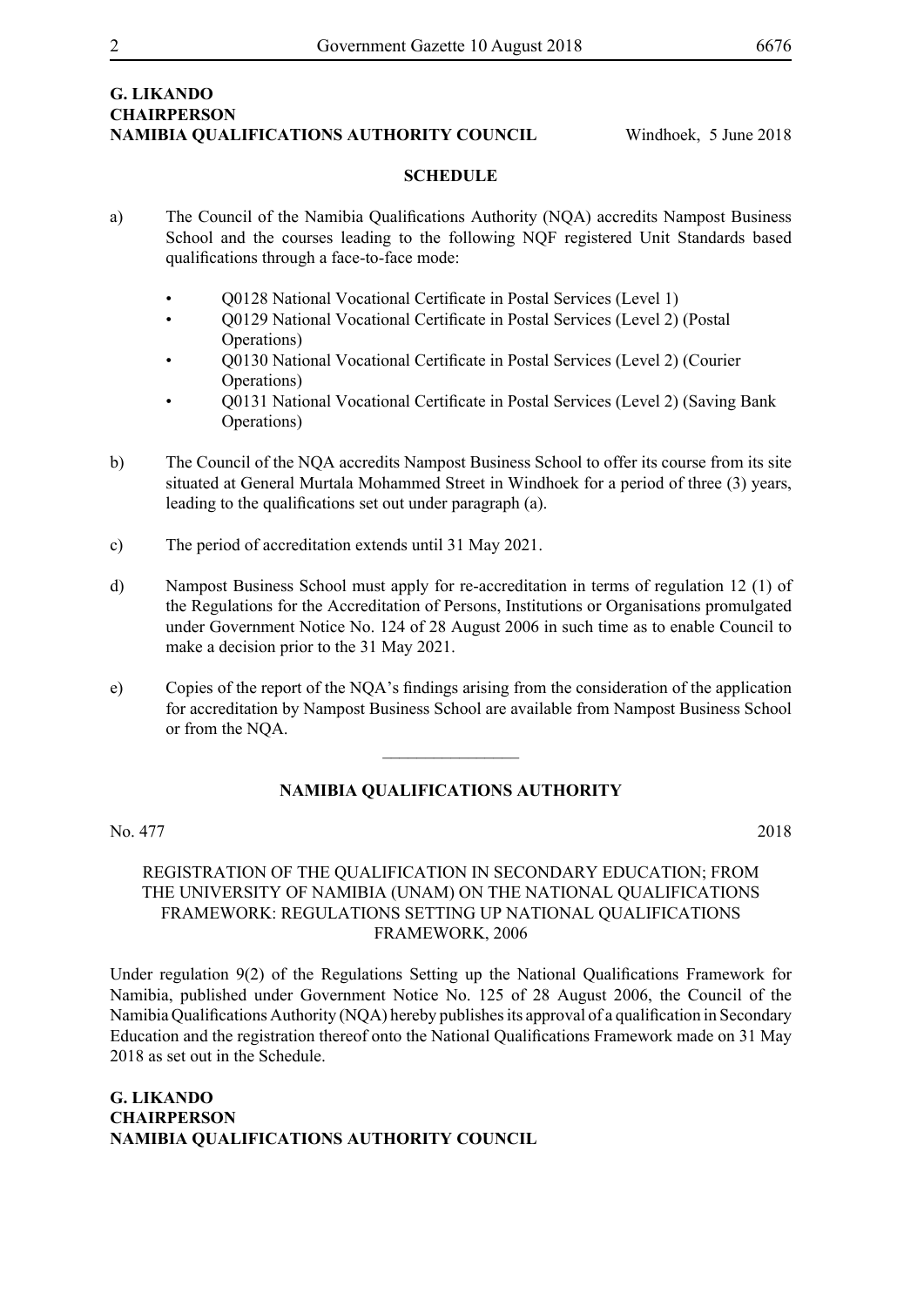**G. LIKANDO**
**CHAIRPERSON**
**NAMIBIA QUALIFICATIONS AUTHORITY COUNCIL** Windhoek, 5 June 2018

**SCHEDULE**

a) The Council of the Namibia Qualifications Authority (NQA) accredits Nampost Business School and the courses leading to the following NQF registered Unit Standards based qualifications through a face-to-face mode:

- Q0128 National Vocational Certificate in Postal Services (Level 1)
- Q0129 National Vocational Certificate in Postal Services (Level 2) (Postal Operations)
- Q0130 National Vocational Certificate in Postal Services (Level 2) (Courier Operations)
- Q0131 National Vocational Certificate in Postal Services (Level 2) (Saving Bank Operations)

b) The Council of the NQA accredits Nampost Business School to offer its course from its site situated at General Murtala Mohammed Street in Windhoek for a period of three (3) years, leading to the qualifications set out under paragraph (a).

c) The period of accreditation extends until 31 May 2021.

d) Nampost Business School must apply for re-accreditation in terms of regulation 12 (1) of the Regulations for the Accreditation of Persons, Institutions or Organisations promulgated under Government Notice No. 124 of 28 August 2006 in such time as to enable Council to make a decision prior to the 31 May 2021.

e) Copies of the report of the NQA's findings arising from the consideration of the application for accreditation by Nampost Business School are available from Nampost Business School or from the NQA.

________________

**NAMIBIA QUALIFICATIONS AUTHORITY**

No. 477 2018

REGISTRATION OF THE QUALIFICATION IN SECONDARY EDUCATION; FROM THE UNIVERSITY OF NAMIBIA (UNAM) ON THE NATIONAL QUALIFICATIONS FRAMEWORK: REGULATIONS SETTING UP NATIONAL QUALIFICATIONS FRAMEWORK, 2006

Under regulation 9(2) of the Regulations Setting up the National Qualifications Framework for Namibia, published under Government Notice No. 125 of 28 August 2006, the Council of the Namibia Qualifications Authority (NQA) hereby publishes its approval of a qualification in Secondary Education and the registration thereof onto the National Qualifications Framework made on 31 May 2018 as set out in the Schedule.

**G. LIKANDO**
**CHAIRPERSON**
**NAMIBIA QUALIFICATIONS AUTHORITY COUNCIL**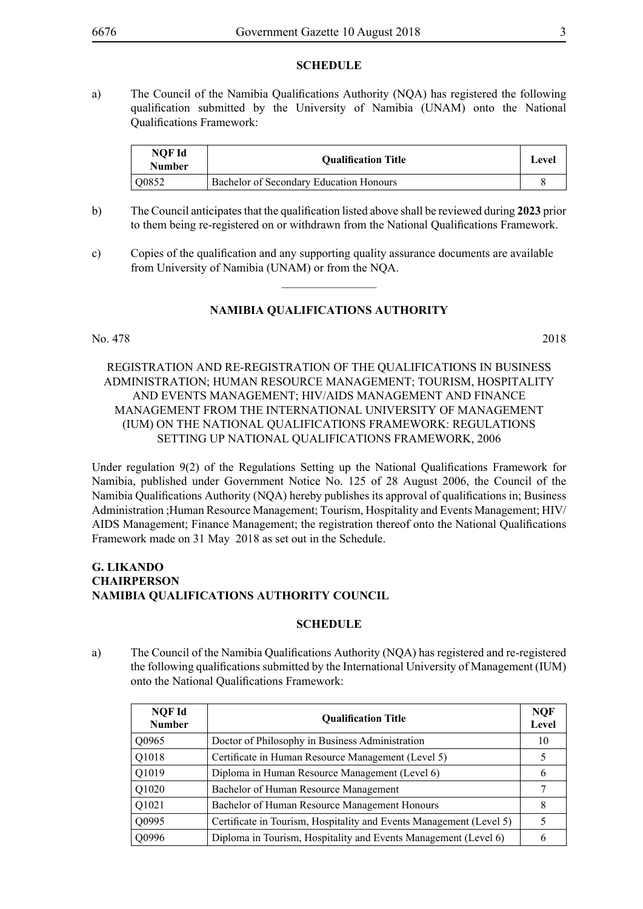**SCHEDULE**

a) The Council of the Namibia Qualifications Authority (NQA) has registered the following qualification submitted by the University of Namibia (UNAM) onto the National Qualifications Framework:

| NQF Id Number | Qualification Title | Level |
|---|---|---|
| Q0852 | Bachelor of Secondary Education Honours | 8 |

b) The Council anticipates that the qualification listed above shall be reviewed during **2023** prior to them being re-registered on or withdrawn from the National Qualifications Framework.

c) Copies of the qualification and any supporting quality assurance documents are available from University of Namibia (UNAM) or from the NQA.

---

**NAMIBIA QUALIFICATIONS AUTHORITY**

No. 478 2018

REGISTRATION AND RE-REGISTRATION OF THE QUALIFICATIONS IN BUSINESS ADMINISTRATION; HUMAN RESOURCE MANAGEMENT; TOURISM, HOSPITALITY AND EVENTS MANAGEMENT; HIV/AIDS MANAGEMENT AND FINANCE MANAGEMENT FROM THE INTERNATIONAL UNIVERSITY OF MANAGEMENT (IUM) ON THE NATIONAL QUALIFICATIONS FRAMEWORK: REGULATIONS SETTING UP NATIONAL QUALIFICATIONS FRAMEWORK, 2006

Under regulation 9(2) of the Regulations Setting up the National Qualifications Framework for Namibia, published under Government Notice No. 125 of 28 August 2006, the Council of the Namibia Qualifications Authority (NQA) hereby publishes its approval of qualifications in; Business Administration ;Human Resource Management; Tourism, Hospitality and Events Management; HIV/AIDS Management; Finance Management; the registration thereof onto the National Qualifications Framework made on 31 May 2018 as set out in the Schedule.

**G. LIKANDO**
**CHAIRPERSON**
**NAMIBIA QUALIFICATIONS AUTHORITY COUNCIL**

**SCHEDULE**

a) The Council of the Namibia Qualifications Authority (NQA) has registered and re-registered the following qualifications submitted by the International University of Management (IUM) onto the National Qualifications Framework:

| NQF Id Number | Qualification Title | NQF Level |
|---|---|---|
| Q0965 | Doctor of Philosophy in Business Administration | 10 |
| Q1018 | Certificate in Human Resource Management (Level 5) | 5 |
| Q1019 | Diploma in Human Resource Management (Level 6) | 6 |
| Q1020 | Bachelor of Human Resource Management | 7 |
| Q1021 | Bachelor of Human Resource Management Honours | 8 |
| Q0995 | Certificate in Tourism, Hospitality and Events Management (Level 5) | 5 |
| Q0996 | Diploma in Tourism, Hospitality and Events Management (Level 6) | 6 |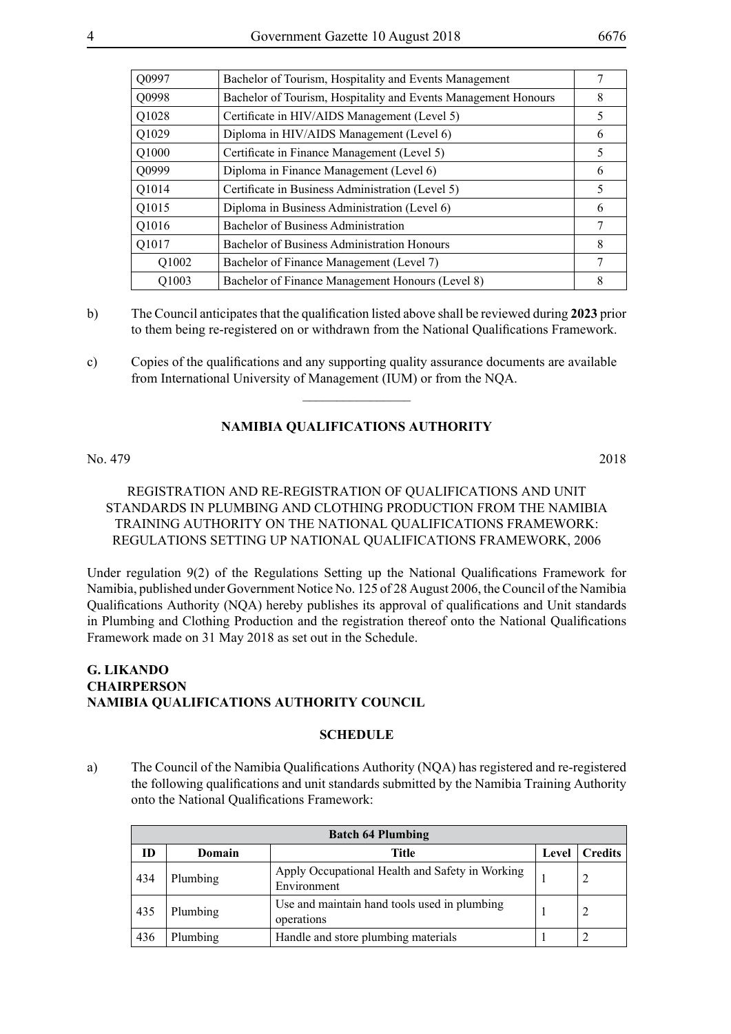| | | |
|---|---|---|
| Q0997 | Bachelor of Tourism, Hospitality and Events Management | 7 |
| Q0998 | Bachelor of Tourism, Hospitality and Events Management Honours | 8 |
| Q1028 | Certificate in HIV/AIDS Management (Level 5) | 5 |
| Q1029 | Diploma in HIV/AIDS Management (Level 6) | 6 |
| Q1000 | Certificate in Finance Management (Level 5) | 5 |
| Q0999 | Diploma in Finance Management (Level 6) | 6 |
| Q1014 | Certificate in Business Administration (Level 5) | 5 |
| Q1015 | Diploma in Business Administration (Level 6) | 6 |
| Q1016 | Bachelor of Business Administration | 7 |
| Q1017 | Bachelor of Business Administration Honours | 8 |
| Q1002 | Bachelor of Finance Management (Level 7) | 7 |
| Q1003 | Bachelor of Finance Management Honours (Level 8) | 8 |

b) The Council anticipates that the qualification listed above shall be reviewed during **2023** prior to them being re-registered on or withdrawn from the National Qualifications Framework.

c) Copies of the qualifications and any supporting quality assurance documents are available from International University of Management (IUM) or from the NQA.

---

## NAMIBIA QUALIFICATIONS AUTHORITY

No. 479 2018

REGISTRATION AND RE-REGISTRATION OF QUALIFICATIONS AND UNIT STANDARDS IN PLUMBING AND CLOTHING PRODUCTION FROM THE NAMIBIA TRAINING AUTHORITY ON THE NATIONAL QUALIFICATIONS FRAMEWORK: REGULATIONS SETTING UP NATIONAL QUALIFICATIONS FRAMEWORK, 2006

Under regulation 9(2) of the Regulations Setting up the National Qualifications Framework for Namibia, published under Government Notice No. 125 of 28 August 2006, the Council of the Namibia Qualifications Authority (NQA) hereby publishes its approval of qualifications and Unit standards in Plumbing and Clothing Production and the registration thereof onto the National Qualifications Framework made on 31 May 2018 as set out in the Schedule.

**G. LIKANDO**
**CHAIRPERSON**
**NAMIBIA QUALIFICATIONS AUTHORITY COUNCIL**

**SCHEDULE**

a) The Council of the Namibia Qualifications Authority (NQA) has registered and re-registered the following qualifications and unit standards submitted by the Namibia Training Authority onto the National Qualifications Framework:

| **Batch 64 Plumbing** | | | | |
|---|---|---|---|---|
| **ID** | **Domain** | **Title** | **Level** | **Credits** |
| 434 | Plumbing | Apply Occupational Health and Safety in Working Environment | 1 | 2 |
| 435 | Plumbing | Use and maintain hand tools used in plumbing operations | 1 | 2 |
| 436 | Plumbing | Handle and store plumbing materials | 1 | 2 |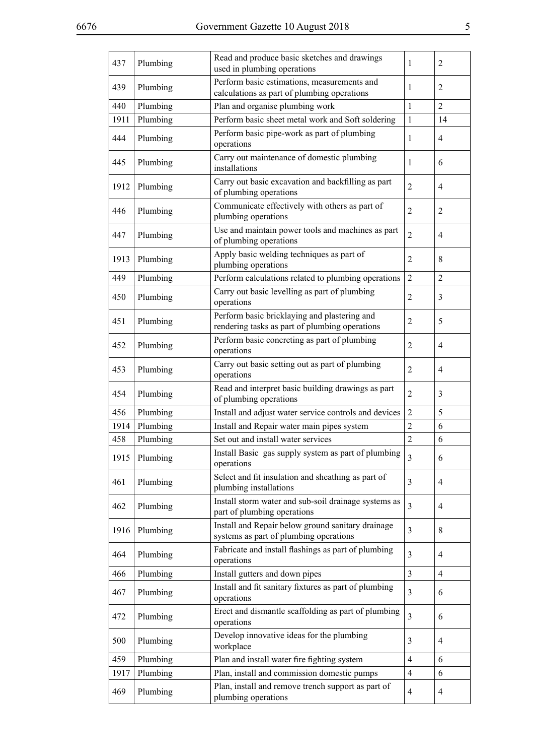| 437 | Plumbing | Read and produce basic sketches and drawings used in plumbing operations | 1 | 2 |
|---|---|---|---|---|
| 439 | Plumbing | Perform basic estimations, measurements and calculations as part of plumbing operations | 1 | 2 |
| 440 | Plumbing | Plan and organise plumbing work | 1 | 2 |
| 1911 | Plumbing | Perform basic sheet metal work and Soft soldering | 1 | 14 |
| 444 | Plumbing | Perform basic pipe-work as part of plumbing operations | 1 | 4 |
| 445 | Plumbing | Carry out maintenance of domestic plumbing installations | 1 | 6 |
| 1912 | Plumbing | Carry out basic excavation and backfilling as part of plumbing operations | 2 | 4 |
| 446 | Plumbing | Communicate effectively with others as part of plumbing operations | 2 | 2 |
| 447 | Plumbing | Use and maintain power tools and machines as part of plumbing operations | 2 | 4 |
| 1913 | Plumbing | Apply basic welding techniques as part of plumbing operations | 2 | 8 |
| 449 | Plumbing | Perform calculations related to plumbing operations | 2 | 2 |
| 450 | Plumbing | Carry out basic levelling as part of plumbing operations | 2 | 3 |
| 451 | Plumbing | Perform basic bricklaying and plastering and rendering tasks as part of plumbing operations | 2 | 5 |
| 452 | Plumbing | Perform basic concreting as part of plumbing operations | 2 | 4 |
| 453 | Plumbing | Carry out basic setting out as part of plumbing operations | 2 | 4 |
| 454 | Plumbing | Read and interpret basic building drawings as part of plumbing operations | 2 | 3 |
| 456 | Plumbing | Install and adjust water service controls and devices | 2 | 5 |
| 1914 | Plumbing | Install and Repair water main pipes system | 2 | 6 |
| 458 | Plumbing | Set out and install water services | 2 | 6 |
| 1915 | Plumbing | Install Basic gas supply system as part of plumbing operations | 3 | 6 |
| 461 | Plumbing | Select and fit insulation and sheathing as part of plumbing installations | 3 | 4 |
| 462 | Plumbing | Install storm water and sub-soil drainage systems as part of plumbing operations | 3 | 4 |
| 1916 | Plumbing | Install and Repair below ground sanitary drainage systems as part of plumbing operations | 3 | 8 |
| 464 | Plumbing | Fabricate and install flashings as part of plumbing operations | 3 | 4 |
| 466 | Plumbing | Install gutters and down pipes | 3 | 4 |
| 467 | Plumbing | Install and fit sanitary fixtures as part of plumbing operations | 3 | 6 |
| 472 | Plumbing | Erect and dismantle scaffolding as part of plumbing operations | 3 | 6 |
| 500 | Plumbing | Develop innovative ideas for the plumbing workplace | 3 | 4 |
| 459 | Plumbing | Plan and install water fire fighting system | 4 | 6 |
| 1917 | Plumbing | Plan, install and commission domestic pumps | 4 | 6 |
| 469 | Plumbing | Plan, install and remove trench support as part of plumbing operations | 4 | 4 |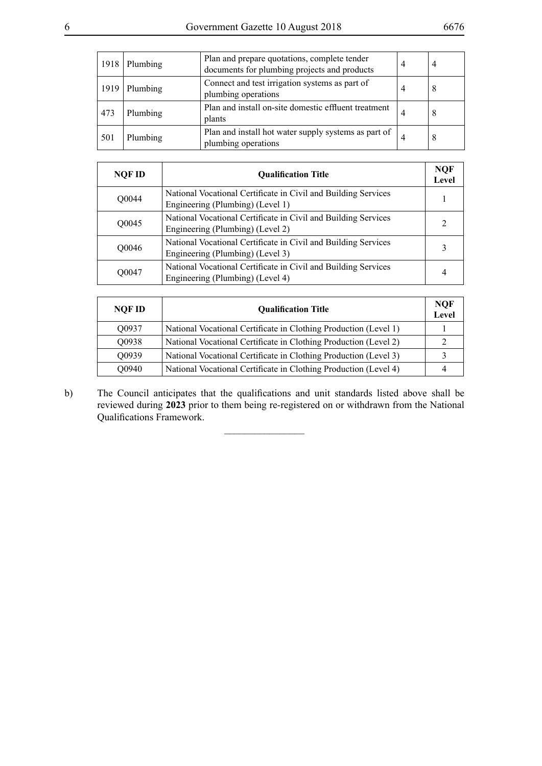| | | | | |
|---|---|---|---|---|
| 1918 | Plumbing | Plan and prepare quotations, complete tender documents for plumbing projects and products | 4 | 4 |
| 1919 | Plumbing | Connect and test irrigation systems as part of plumbing operations | 4 | 8 |
| 473 | Plumbing | Plan and install on-site domestic effluent treatment plants | 4 | 8 |
| 501 | Plumbing | Plan and install hot water supply systems as part of plumbing operations | 4 | 8 |

| NQF ID | Qualification Title | NQF Level |
|---|---|---|
| Q0044 | National Vocational Certificate in Civil and Building Services Engineering (Plumbing) (Level 1) | 1 |
| Q0045 | National Vocational Certificate in Civil and Building Services Engineering (Plumbing) (Level 2) | 2 |
| Q0046 | National Vocational Certificate in Civil and Building Services Engineering (Plumbing) (Level 3) | 3 |
| Q0047 | National Vocational Certificate in Civil and Building Services Engineering (Plumbing) (Level 4) | 4 |

| NQF ID | Qualification Title | NQF Level |
|---|---|---|
| Q0937 | National Vocational Certificate in Clothing Production (Level 1) | 1 |
| Q0938 | National Vocational Certificate in Clothing Production (Level 2) | 2 |
| Q0939 | National Vocational Certificate in Clothing Production (Level 3) | 3 |
| Q0940 | National Vocational Certificate in Clothing Production (Level 4) | 4 |

b) The Council anticipates that the qualifications and unit standards listed above shall be reviewed during **2023** prior to them being re-registered on or withdrawn from the National Qualifications Framework.

---